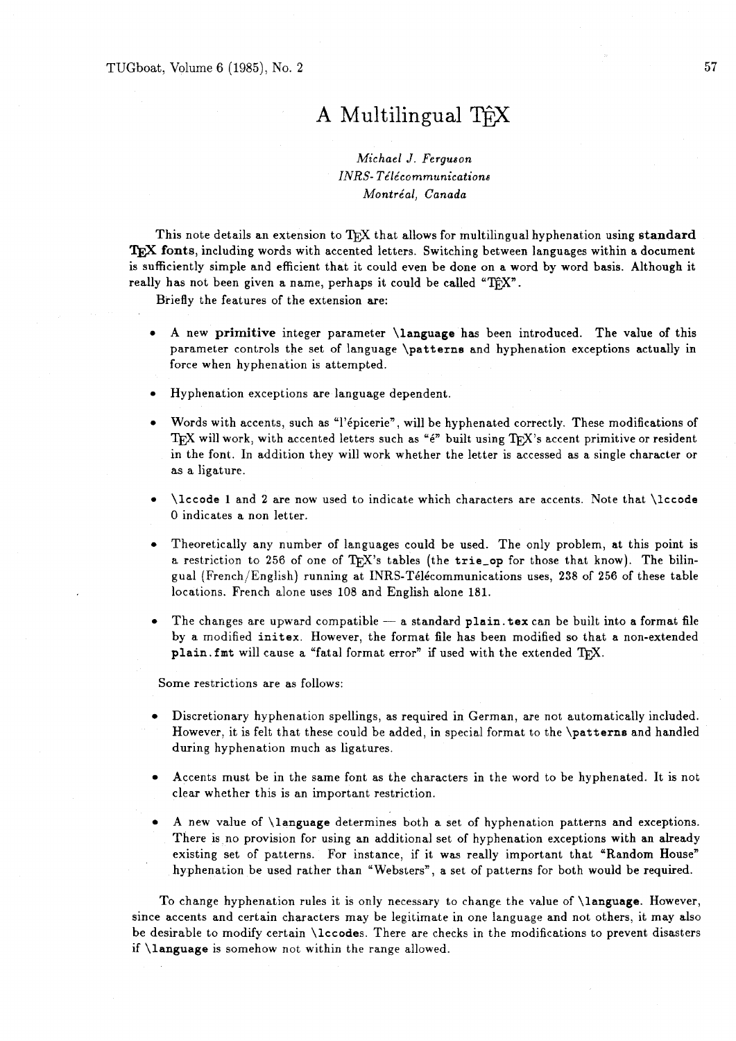# A Multilingual T$\hat{\text{E}}$X

*Michael J. Ferguson*
*INRS-Télécommunications*
*Montréal, Canada*

This note details an extension to TEX that allows for multilingual hyphenation using **standard TEX fonts**, including words with accented letters. Switching between languages within a document is sufficiently simple and efficient that it could even be done on a word by word basis. Although it really has not been given a name, perhaps it could be called "T$\hat{\text{E}}$X".

Briefly the features of the extension are:

- A new **primitive** integer parameter **\language** has been introduced. The value of this parameter controls the set of language **\patterns** and hyphenation exceptions actually in force when hyphenation is attempted.
- Hyphenation exceptions are language dependent.
- Words with accents, such as "l'épicerie", will be hyphenated correctly. These modifications of TEX will work, with accented letters such as "é" built using TEX's accent primitive or resident in the font. In addition they will work whether the letter is accessed as a single character or as a ligature.
- **\lccode** 1 and 2 are now used to indicate which characters are accents. Note that **\lccode** 0 indicates a non letter.
- Theoretically any number of languages could be used. The only problem, at this point is a restriction to 256 of one of TEX's tables (the **trie_op** for those that know). The bilingual (French/English) running at INRS-Télécommunications uses, 238 of 256 of these table locations. French alone uses 108 and English alone 181.
- The changes are upward compatible — a standard **plain.tex** can be built into a format file by a modified **initex**. However, the format file has been modified so that a non-extended **plain.fmt** will cause a "fatal format error" if used with the extended TEX.

Some restrictions are as follows:

- Discretionary hyphenation spellings, as required in German, are not automatically included. However, it is felt that these could be added, in special format to the **\patterns** and handled during hyphenation much as ligatures.
- Accents must be in the same font as the characters in the word to be hyphenated. It is not clear whether this is an important restriction.
- A new value of **\language** determines both a set of hyphenation patterns and exceptions. There is no provision for using an additional set of hyphenation exceptions with an already existing set of patterns. For instance, if it was really important that "Random House" hyphenation be used rather than "Websters", a set of patterns for both would be required.

To change hyphenation rules it is only necessary to change the value of **\language**. However, since accents and certain characters may be legitimate in one language and not others, it may also be desirable to modify certain **\lccodes**. There are checks in the modifications to prevent disasters if **\language** is somehow not within the range allowed.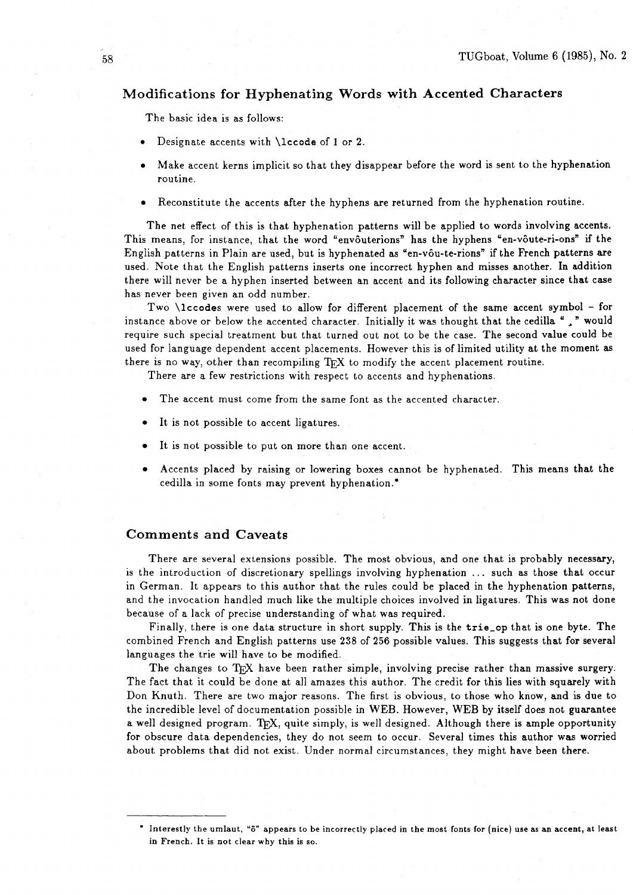## Modifications for Hyphenating Words with Accented Characters

The basic idea is as follows:

- Designate accents with `\lccode` of 1 or 2.
- Make accent kerns implicit so that they disappear before the word is sent to the hyphenation routine.
- Reconstitute the accents after the hyphens are returned from the hyphenation routine.

The net effect of this is that hyphenation patterns will be applied to words involving accents. This means, for instance, that the word "envôuterions" has the hyphens "en-vôute-ri-ons" if the English patterns in Plain are used, but is hyphenated as "en-vôu-te-rions" if the French patterns are used. Note that the English patterns inserts one incorrect hyphen and misses another. In addition there will never be a hyphen inserted between an accent and its following character since that case has never been given an odd number.

Two `\lccodes` were used to allow for different placement of the same accent symbol – for instance above or below the accented character. Initially it was thought that the cedilla " ¸ " would require such special treatment but that turned out not to be the case. The second value could be used for language dependent accent placements. However this is of limited utility at the moment as there is no way, other than recompiling TEX to modify the accent placement routine.

There are a few restrictions with respect to accents and hyphenations.

- The accent must come from the same font as the accented character.
- It is not possible to accent ligatures.
- It is not possible to put on more than one accent.
- Accents placed by raising or lowering boxes cannot be hyphenated. This means that the cedilla in some fonts may prevent hyphenation.*

## Comments and Caveats

There are several extensions possible. The most obvious, and one that is probably necessary, is the introduction of discretionary spellings involving hyphenation ... such as those that occur in German. It appears to this author that the rules could be placed in the hyphenation patterns, and the invocation handled much like the multiple choices involved in ligatures. This was not done because of a lack of precise understanding of what was required.

Finally, there is one data structure in short supply. This is the `trie_op` that is one byte. The combined French and English patterns use 238 of 256 possible values. This suggests that for several languages the trie will have to be modified.

The changes to TEX have been rather simple, involving precise rather than massive surgery. The fact that it could be done at all amazes this author. The credit for this lies with squarely with Don Knuth. There are two major reasons. The first is obvious, to those who know, and is due to the incredible level of documentation possible in WEB. However, WEB by itself does not guarantee a well designed program. TEX, quite simply, is well designed. Although there is ample opportunity for obscure data dependencies, they do not seem to occur. Several times this author was worried about problems that did not exist. Under normal circumstances, they might have been there.

---

* Interestly the umlaut, "ö" appears to be incorrectly placed in the most fonts for (nice) use as an accent, at least in French. It is not clear why this is so.